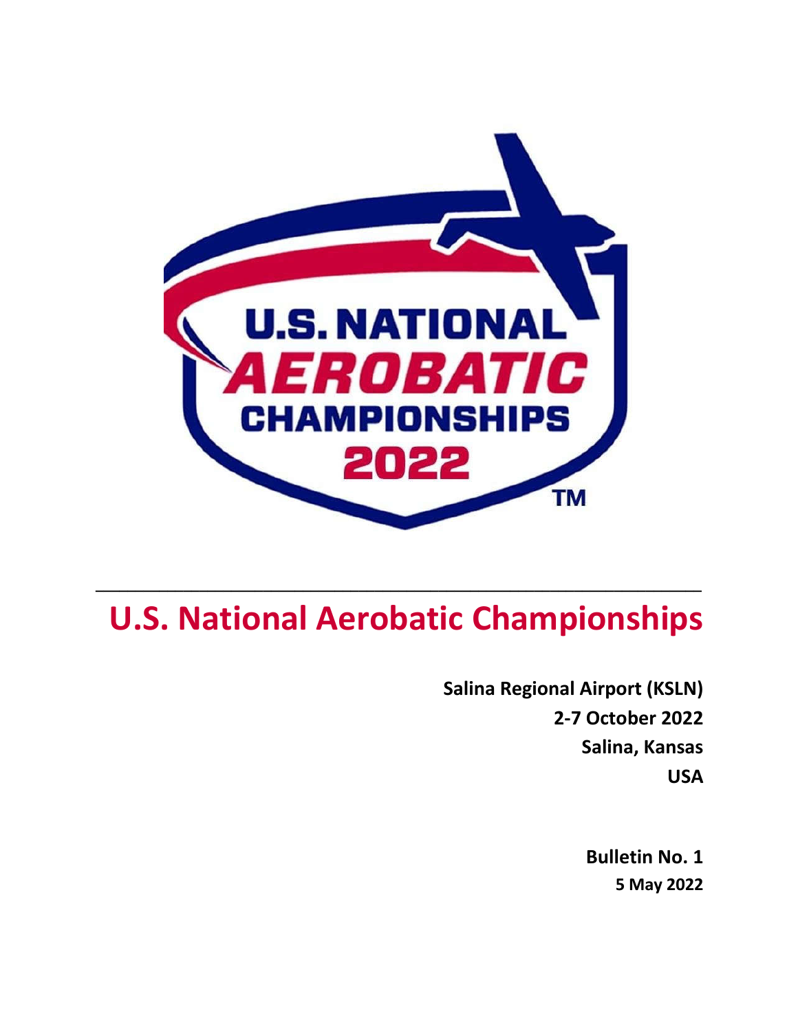# U.S. National Aerobatic Championships

**Salina Regional Airport (KSLN)**
**2-7 October 2022**
**Salina, Kansas**
**USA**

**Bulletin No. 1**
**5 May 2022**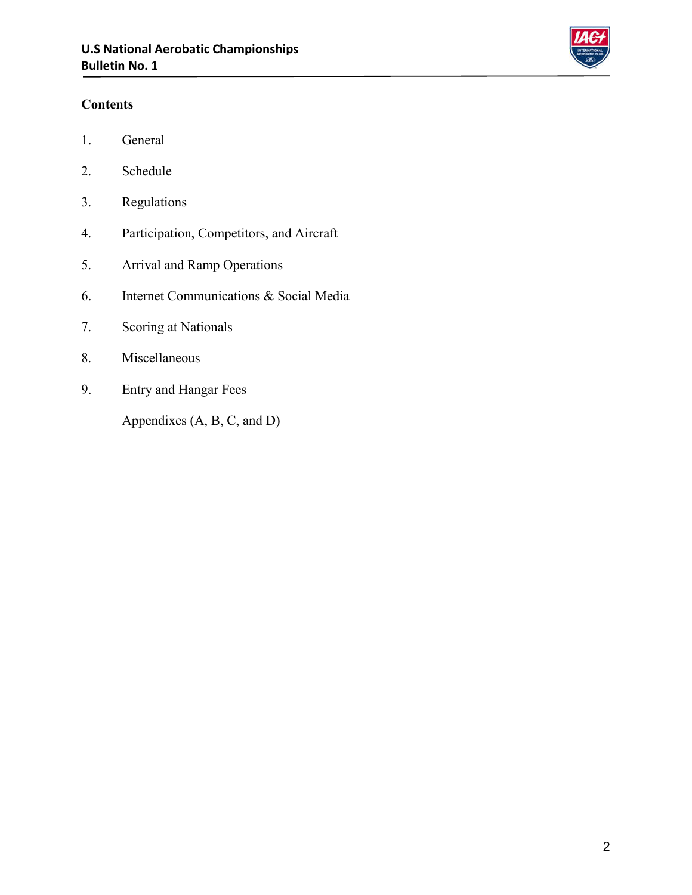**Contents**

1. General
2. Schedule
3. Regulations
4. Participation, Competitors, and Aircraft
5. Arrival and Ramp Operations
6. Internet Communications & Social Media
7. Scoring at Nationals
8. Miscellaneous
9. Entry and Hangar Fees

Appendixes (A, B, C, and D)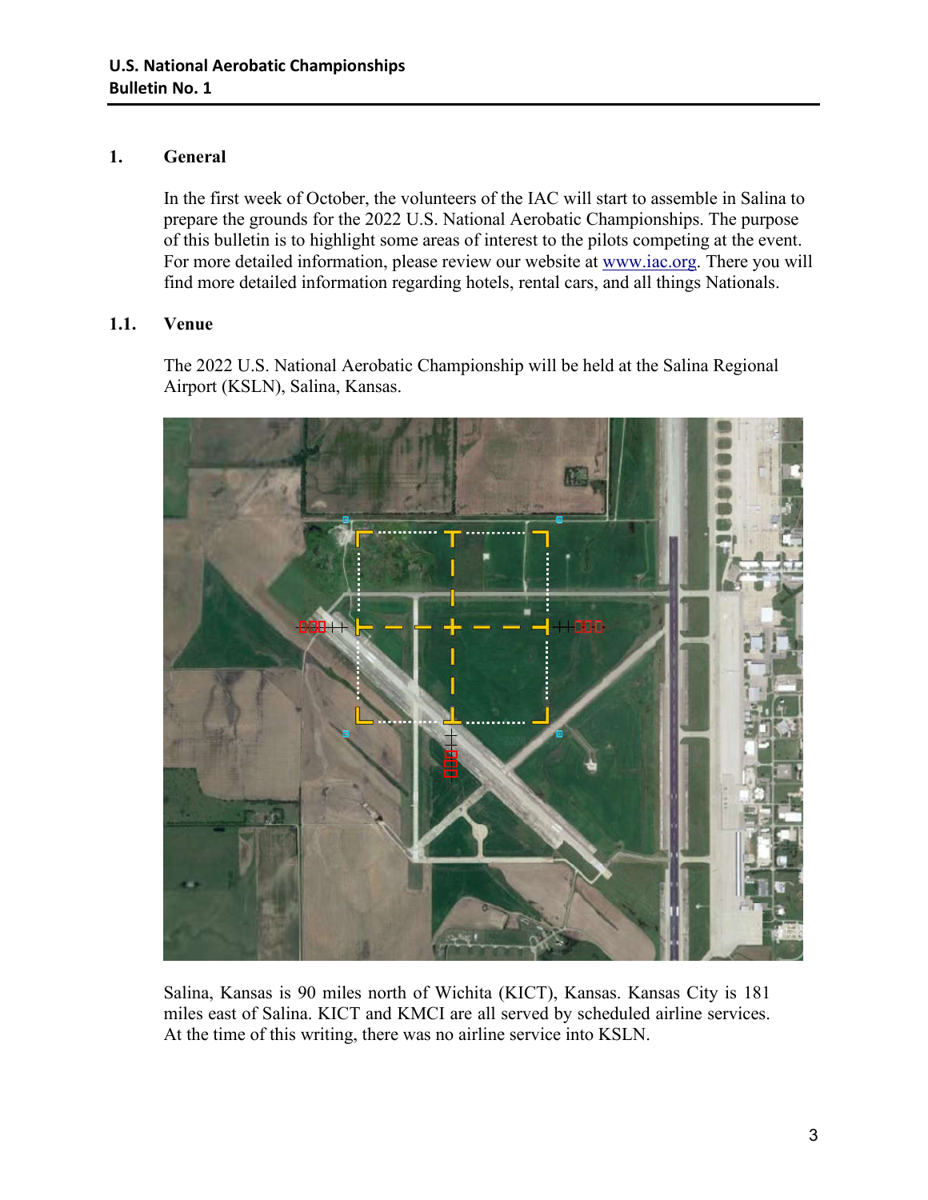## 1. General

In the first week of October, the volunteers of the IAC will start to assemble in Salina to prepare the grounds for the 2022 U.S. National Aerobatic Championships. The purpose of this bulletin is to highlight some areas of interest to the pilots competing at the event. For more detailed information, please review our website at www.iac.org. There you will find more detailed information regarding hotels, rental cars, and all things Nationals.

### 1.1. Venue

The 2022 U.S. National Aerobatic Championship will be held at the Salina Regional Airport (KSLN), Salina, Kansas.

Salina, Kansas is 90 miles north of Wichita (KICT), Kansas. Kansas City is 181 miles east of Salina. KICT and KMCI are all served by scheduled airline services. At the time of this writing, there was no airline service into KSLN.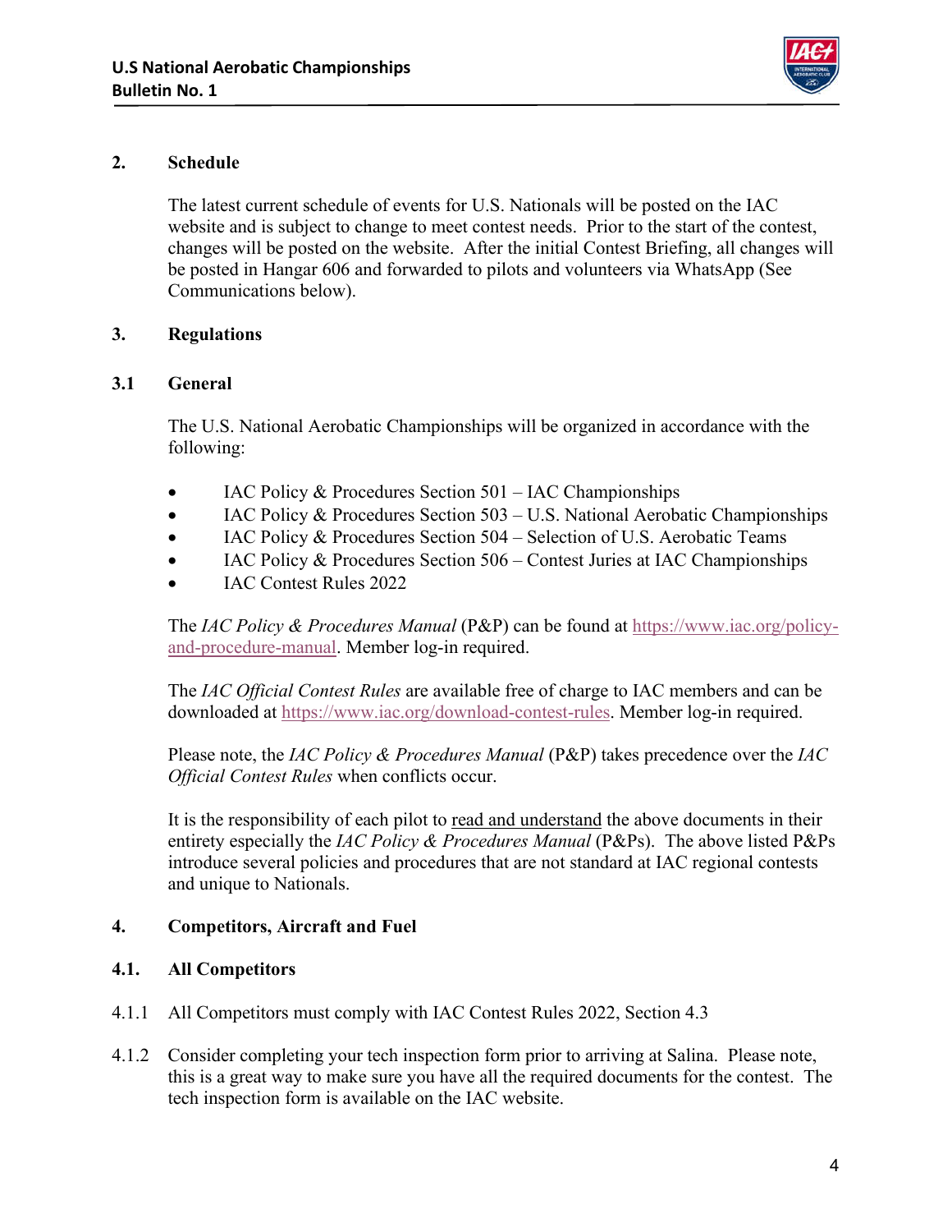## 2. Schedule

The latest current schedule of events for U.S. Nationals will be posted on the IAC website and is subject to change to meet contest needs. Prior to the start of the contest, changes will be posted on the website. After the initial Contest Briefing, all changes will be posted in Hangar 606 and forwarded to pilots and volunteers via WhatsApp (See Communications below).

## 3. Regulations

### 3.1 General

The U.S. National Aerobatic Championships will be organized in accordance with the following:

- IAC Policy & Procedures Section 501 – IAC Championships
- IAC Policy & Procedures Section 503 – U.S. National Aerobatic Championships
- IAC Policy & Procedures Section 504 – Selection of U.S. Aerobatic Teams
- IAC Policy & Procedures Section 506 – Contest Juries at IAC Championships
- IAC Contest Rules 2022

The *IAC Policy & Procedures Manual* (P&P) can be found at https://www.iac.org/policy-and-procedure-manual. Member log-in required.

The *IAC Official Contest Rules* are available free of charge to IAC members and can be downloaded at https://www.iac.org/download-contest-rules. Member log-in required.

Please note, the *IAC Policy & Procedures Manual* (P&P) takes precedence over the *IAC Official Contest Rules* when conflicts occur.

It is the responsibility of each pilot to read and understand the above documents in their entirety especially the *IAC Policy & Procedures Manual* (P&Ps). The above listed P&Ps introduce several policies and procedures that are not standard at IAC regional contests and unique to Nationals.

## 4. Competitors, Aircraft and Fuel

### 4.1. All Competitors

4.1.1 All Competitors must comply with IAC Contest Rules 2022, Section 4.3

4.1.2 Consider completing your tech inspection form prior to arriving at Salina. Please note, this is a great way to make sure you have all the required documents for the contest. The tech inspection form is available on the IAC website.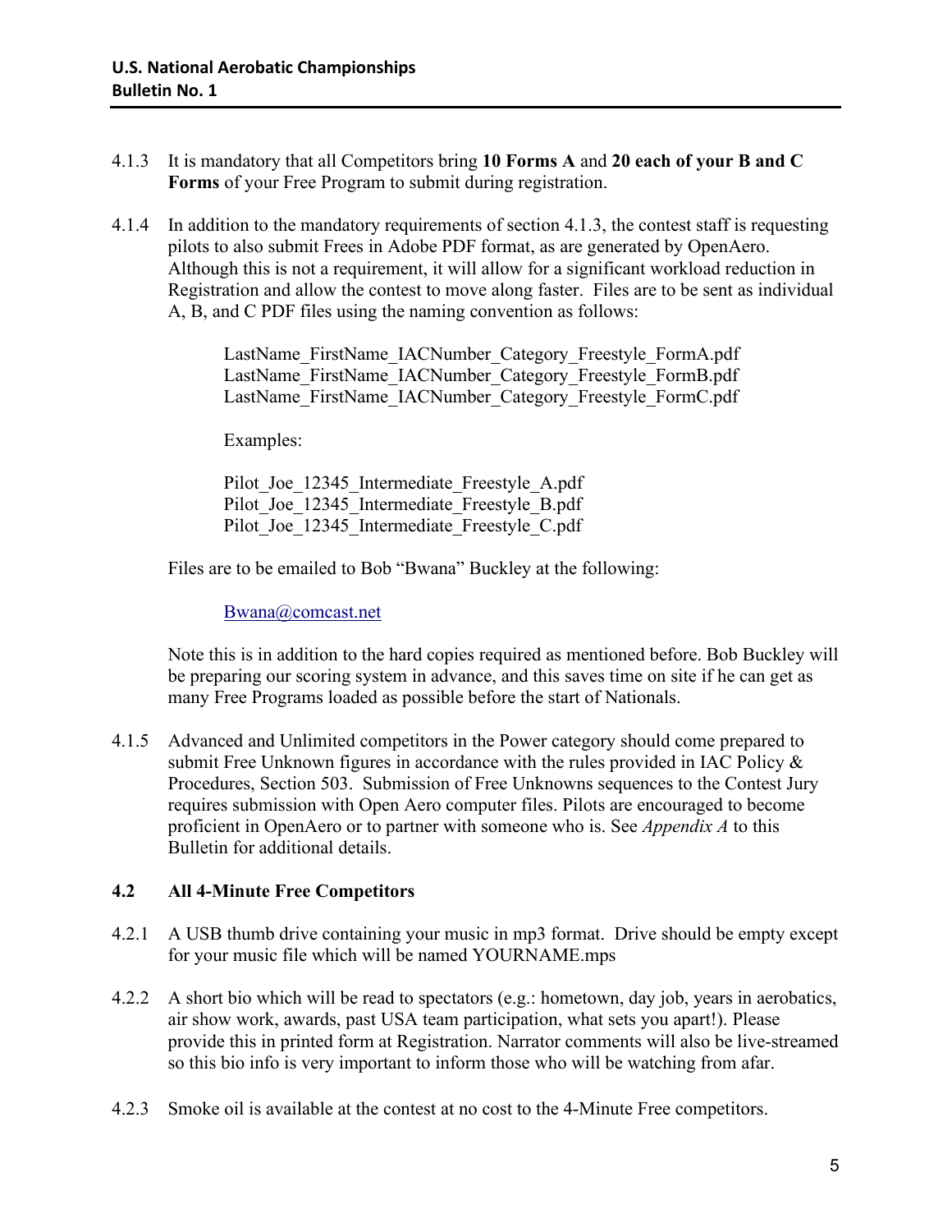4.1.3 It is mandatory that all Competitors bring **10 Forms A** and **20 each of your B and C Forms** of your Free Program to submit during registration.

4.1.4 In addition to the mandatory requirements of section 4.1.3, the contest staff is requesting pilots to also submit Frees in Adobe PDF format, as are generated by OpenAero. Although this is not a requirement, it will allow for a significant workload reduction in Registration and allow the contest to move along faster. Files are to be sent as individual A, B, and C PDF files using the naming convention as follows:

LastName_FirstName_IACNumber_Category_Freestyle_FormA.pdf
LastName_FirstName_IACNumber_Category_Freestyle_FormB.pdf
LastName_FirstName_IACNumber_Category_Freestyle_FormC.pdf

Examples:

Pilot_Joe_12345_Intermediate_Freestyle_A.pdf
Pilot_Joe_12345_Intermediate_Freestyle_B.pdf
Pilot_Joe_12345_Intermediate_Freestyle_C.pdf

Files are to be emailed to Bob "Bwana" Buckley at the following:

Bwana@comcast.net

Note this is in addition to the hard copies required as mentioned before. Bob Buckley will be preparing our scoring system in advance, and this saves time on site if he can get as many Free Programs loaded as possible before the start of Nationals.

4.1.5 Advanced and Unlimited competitors in the Power category should come prepared to submit Free Unknown figures in accordance with the rules provided in IAC Policy & Procedures, Section 503. Submission of Free Unknowns sequences to the Contest Jury requires submission with Open Aero computer files. Pilots are encouraged to become proficient in OpenAero or to partner with someone who is. See *Appendix A* to this Bulletin for additional details.

### 4.2 All 4-Minute Free Competitors

4.2.1 A USB thumb drive containing your music in mp3 format. Drive should be empty except for your music file which will be named YOURNAME.mps

4.2.2 A short bio which will be read to spectators (e.g.: hometown, day job, years in aerobatics, air show work, awards, past USA team participation, what sets you apart!). Please provide this in printed form at Registration. Narrator comments will also be live-streamed so this bio info is very important to inform those who will be watching from afar.

4.2.3 Smoke oil is available at the contest at no cost to the 4-Minute Free competitors.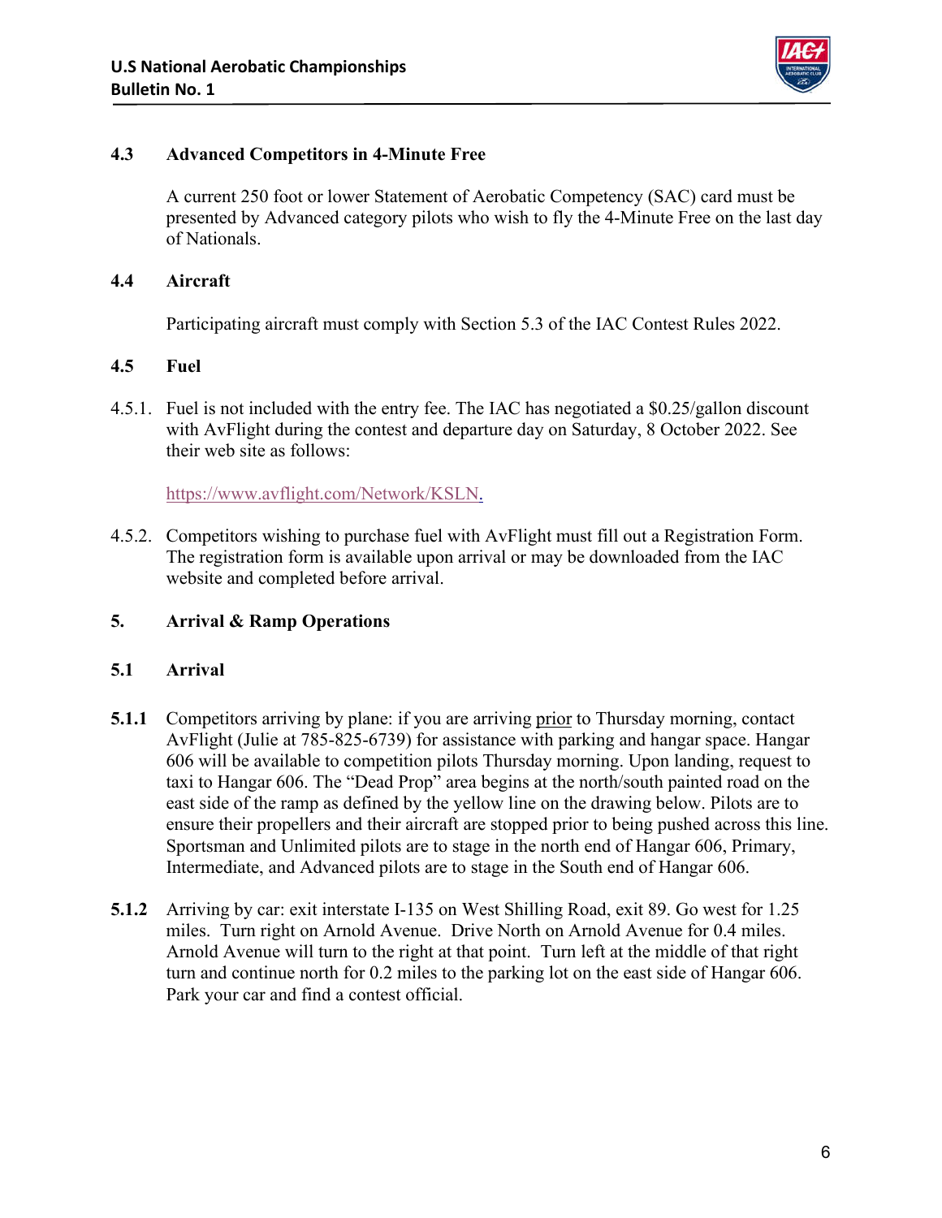### 4.3 Advanced Competitors in 4-Minute Free

A current 250 foot or lower Statement of Aerobatic Competency (SAC) card must be presented by Advanced category pilots who wish to fly the 4-Minute Free on the last day of Nationals.

### 4.4 Aircraft

Participating aircraft must comply with Section 5.3 of the IAC Contest Rules 2022.

### 4.5 Fuel

4.5.1. Fuel is not included with the entry fee. The IAC has negotiated a $0.25/gallon discount with AvFlight during the contest and departure day on Saturday, 8 October 2022. See their web site as follows:

https://www.avflight.com/Network/KSLN.

4.5.2. Competitors wishing to purchase fuel with AvFlight must fill out a Registration Form. The registration form is available upon arrival or may be downloaded from the IAC website and completed before arrival.

## 5. Arrival & Ramp Operations

### 5.1 Arrival

**5.1.1** Competitors arriving by plane: if you are arriving <u>prior</u> to Thursday morning, contact AvFlight (Julie at 785-825-6739) for assistance with parking and hangar space. Hangar 606 will be available to competition pilots Thursday morning. Upon landing, request to taxi to Hangar 606. The "Dead Prop" area begins at the north/south painted road on the east side of the ramp as defined by the yellow line on the drawing below. Pilots are to ensure their propellers and their aircraft are stopped prior to being pushed across this line. Sportsman and Unlimited pilots are to stage in the north end of Hangar 606, Primary, Intermediate, and Advanced pilots are to stage in the South end of Hangar 606.

**5.1.2** Arriving by car: exit interstate I-135 on West Shilling Road, exit 89. Go west for 1.25 miles. Turn right on Arnold Avenue. Drive North on Arnold Avenue for 0.4 miles. Arnold Avenue will turn to the right at that point. Turn left at the middle of that right turn and continue north for 0.2 miles to the parking lot on the east side of Hangar 606. Park your car and find a contest official.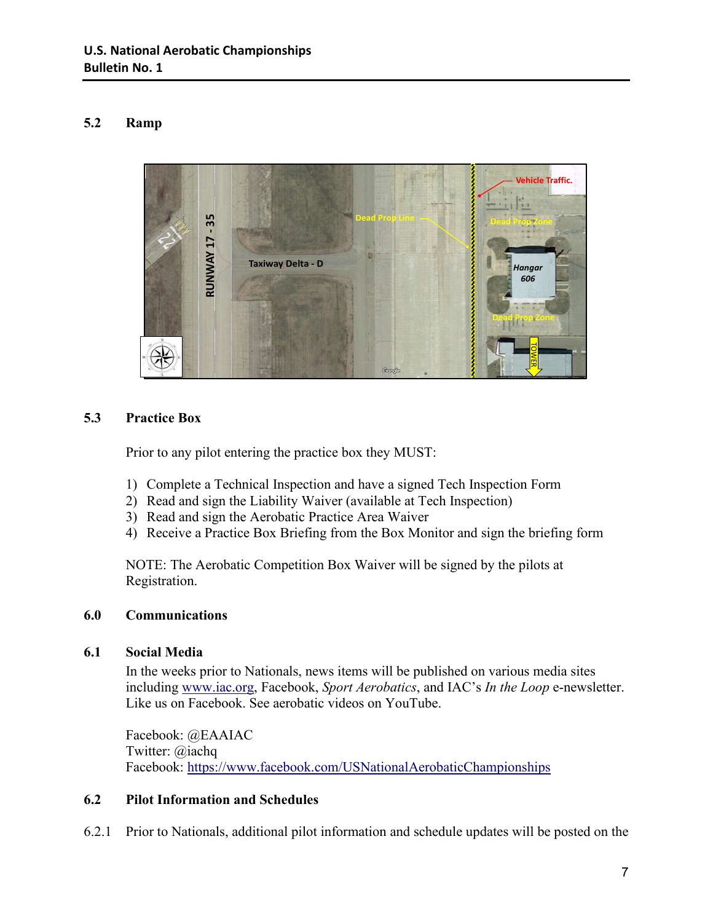### 5.2 Ramp

### 5.3 Practice Box

Prior to any pilot entering the practice box they MUST:

1) Complete a Technical Inspection and have a signed Tech Inspection Form
2) Read and sign the Liability Waiver (available at Tech Inspection)
3) Read and sign the Aerobatic Practice Area Waiver
4) Receive a Practice Box Briefing from the Box Monitor and sign the briefing form

NOTE: The Aerobatic Competition Box Waiver will be signed by the pilots at Registration.

## 6.0 Communications

### 6.1 Social Media

In the weeks prior to Nationals, news items will be published on various media sites including [www.iac.org](http://www.iac.org), Facebook, *Sport Aerobatics*, and IAC's *In the Loop* e-newsletter. Like us on Facebook. See aerobatic videos on YouTube.

Facebook: @EAAIAC
Twitter: @iachq
Facebook: [https://www.facebook.com/USNationalAerobaticChampionships](https://www.facebook.com/USNationalAerobaticChampionships)

### 6.2 Pilot Information and Schedules

6.2.1 Prior to Nationals, additional pilot information and schedule updates will be posted on the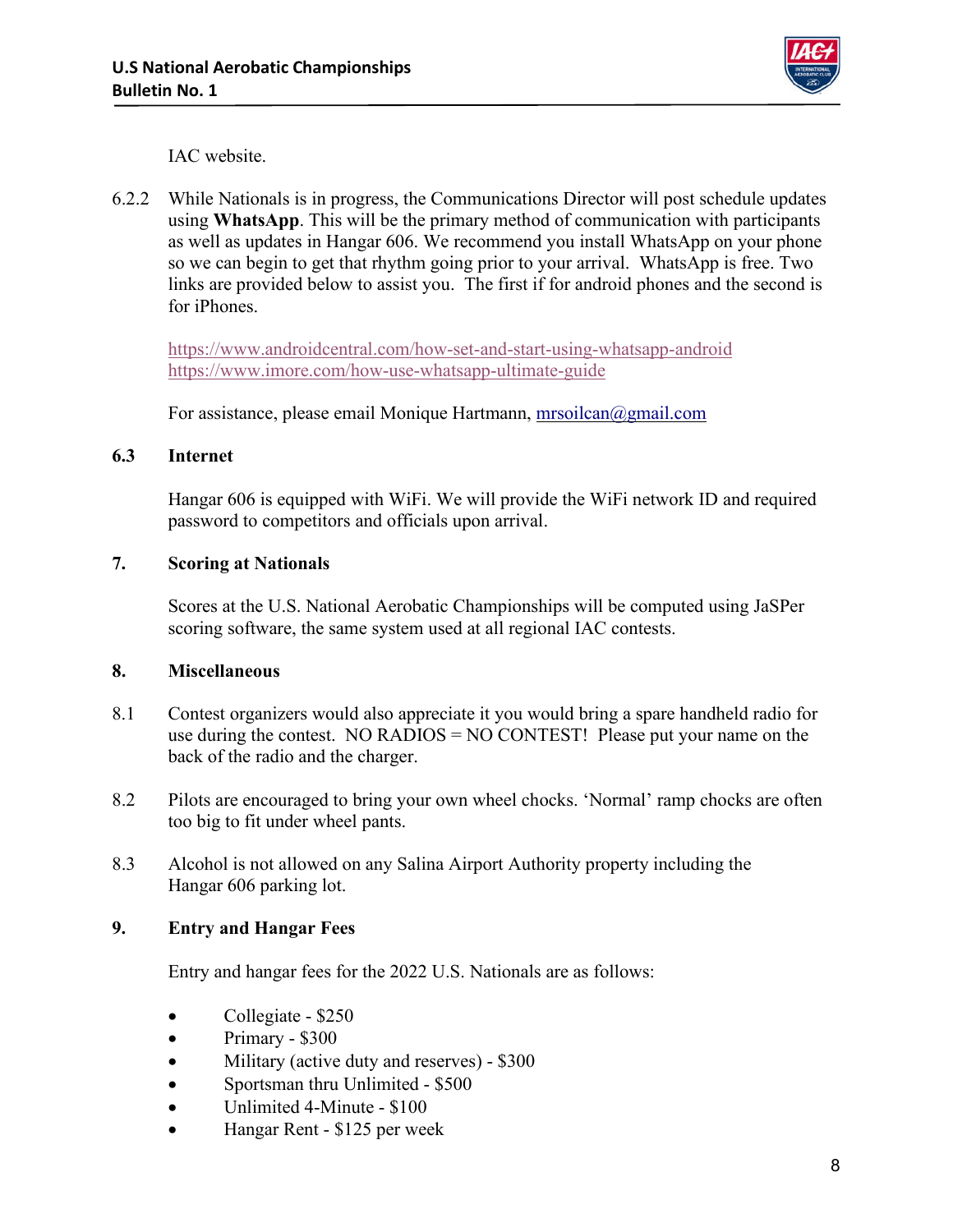IAC website.

6.2.2 While Nationals is in progress, the Communications Director will post schedule updates using **WhatsApp**. This will be the primary method of communication with participants as well as updates in Hangar 606. We recommend you install WhatsApp on your phone so we can begin to get that rhythm going prior to your arrival. WhatsApp is free. Two links are provided below to assist you. The first if for android phones and the second is for iPhones.

https://www.androidcentral.com/how-set-and-start-using-whatsapp-android
https://www.imore.com/how-use-whatsapp-ultimate-guide

For assistance, please email Monique Hartmann, mrsoilcan@gmail.com

### 6.3 Internet

Hangar 606 is equipped with WiFi. We will provide the WiFi network ID and required password to competitors and officials upon arrival.

## 7. Scoring at Nationals

Scores at the U.S. National Aerobatic Championships will be computed using JaSPer scoring software, the same system used at all regional IAC contests.

## 8. Miscellaneous

8.1 Contest organizers would also appreciate it you would bring a spare handheld radio for use during the contest. NO RADIOS = NO CONTEST! Please put your name on the back of the radio and the charger.

8.2 Pilots are encouraged to bring your own wheel chocks. 'Normal' ramp chocks are often too big to fit under wheel pants.

8.3 Alcohol is not allowed on any Salina Airport Authority property including the Hangar 606 parking lot.

## 9. Entry and Hangar Fees

Entry and hangar fees for the 2022 U.S. Nationals are as follows:

- Collegiate - $250
- Primary - $300
- Military (active duty and reserves) - $300
- Sportsman thru Unlimited - $500
- Unlimited 4-Minute - $100
- Hangar Rent - $125 per week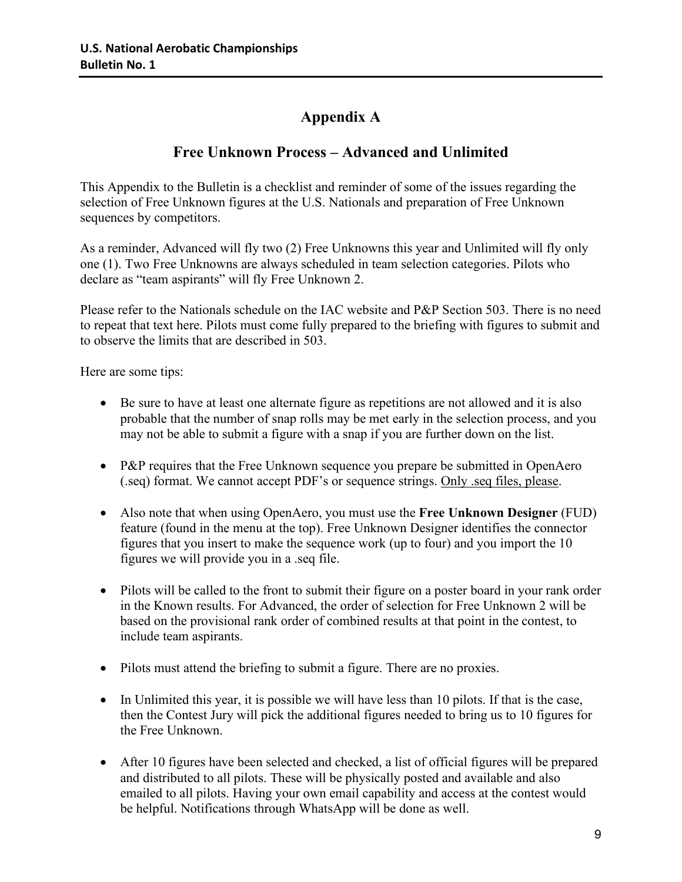# Appendix A

## Free Unknown Process – Advanced and Unlimited

This Appendix to the Bulletin is a checklist and reminder of some of the issues regarding the selection of Free Unknown figures at the U.S. Nationals and preparation of Free Unknown sequences by competitors.

As a reminder, Advanced will fly two (2) Free Unknowns this year and Unlimited will fly only one (1). Two Free Unknowns are always scheduled in team selection categories. Pilots who declare as "team aspirants" will fly Free Unknown 2.

Please refer to the Nationals schedule on the IAC website and P&P Section 503. There is no need to repeat that text here. Pilots must come fully prepared to the briefing with figures to submit and to observe the limits that are described in 503.

Here are some tips:

- Be sure to have at least one alternate figure as repetitions are not allowed and it is also probable that the number of snap rolls may be met early in the selection process, and you may not be able to submit a figure with a snap if you are further down on the list.

- P&P requires that the Free Unknown sequence you prepare be submitted in OpenAero (.seq) format. We cannot accept PDF's or sequence strings. Only .seq files, please.

- Also note that when using OpenAero, you must use the **Free Unknown Designer** (FUD) feature (found in the menu at the top). Free Unknown Designer identifies the connector figures that you insert to make the sequence work (up to four) and you import the 10 figures we will provide you in a .seq file.

- Pilots will be called to the front to submit their figure on a poster board in your rank order in the Known results. For Advanced, the order of selection for Free Unknown 2 will be based on the provisional rank order of combined results at that point in the contest, to include team aspirants.

- Pilots must attend the briefing to submit a figure. There are no proxies.

- In Unlimited this year, it is possible we will have less than 10 pilots. If that is the case, then the Contest Jury will pick the additional figures needed to bring us to 10 figures for the Free Unknown.

- After 10 figures have been selected and checked, a list of official figures will be prepared and distributed to all pilots. These will be physically posted and available and also emailed to all pilots. Having your own email capability and access at the contest would be helpful. Notifications through WhatsApp will be done as well.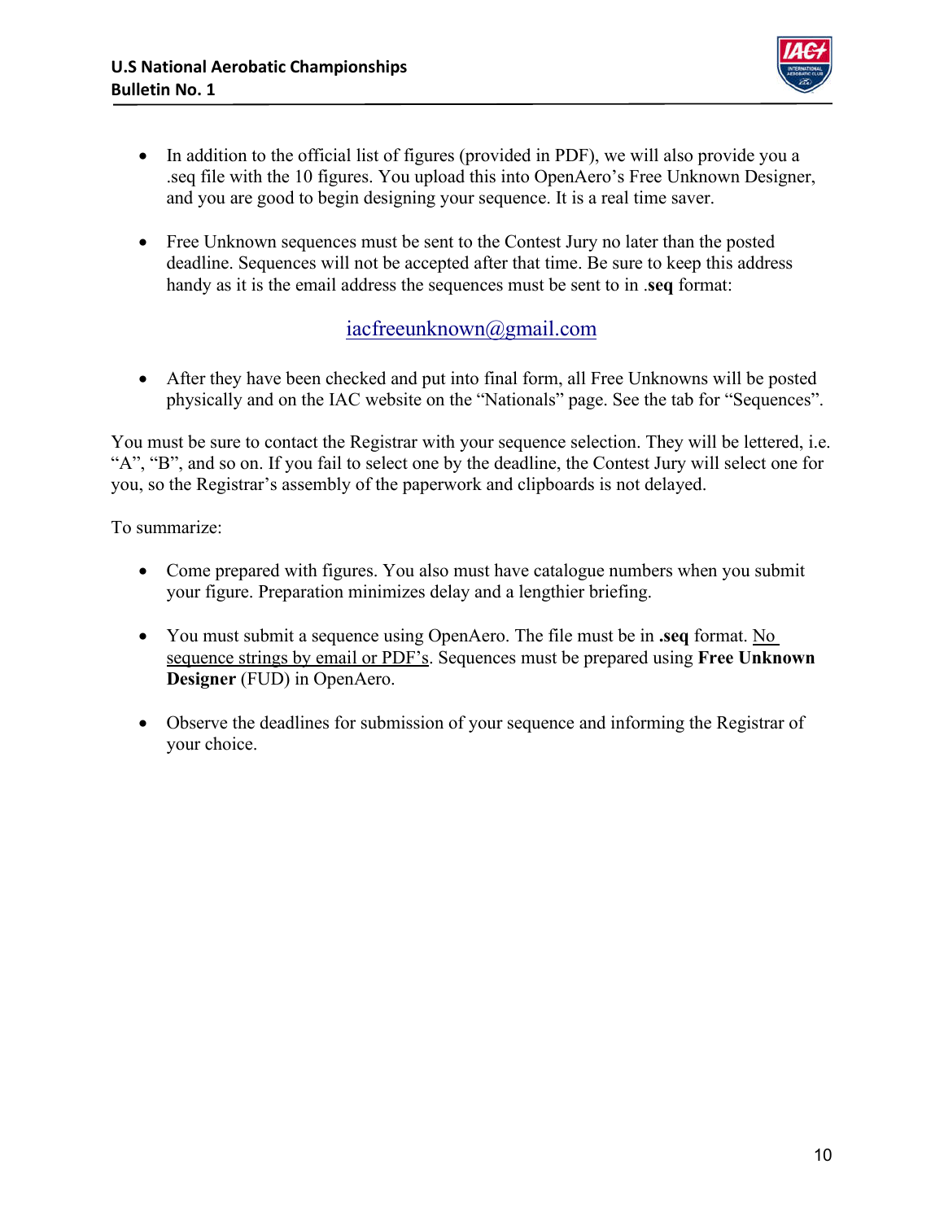- In addition to the official list of figures (provided in PDF), we will also provide you a .seq file with the 10 figures. You upload this into OpenAero's Free Unknown Designer, and you are good to begin designing your sequence. It is a real time saver.

- Free Unknown sequences must be sent to the Contest Jury no later than the posted deadline. Sequences will not be accepted after that time. Be sure to keep this address handy as it is the email address the sequences must be sent to in .**seq** format:

  iacfreeunknown@gmail.com

- After they have been checked and put into final form, all Free Unknowns will be posted physically and on the IAC website on the "Nationals" page. See the tab for "Sequences".

You must be sure to contact the Registrar with your sequence selection. They will be lettered, i.e. "A", "B", and so on. If you fail to select one by the deadline, the Contest Jury will select one for you, so the Registrar's assembly of the paperwork and clipboards is not delayed.

To summarize:

- Come prepared with figures. You also must have catalogue numbers when you submit your figure. Preparation minimizes delay and a lengthier briefing.

- You must submit a sequence using OpenAero. The file must be in **.seq** format. No sequence strings by email or PDF's. Sequences must be prepared using **Free Unknown Designer** (FUD) in OpenAero.

- Observe the deadlines for submission of your sequence and informing the Registrar of your choice.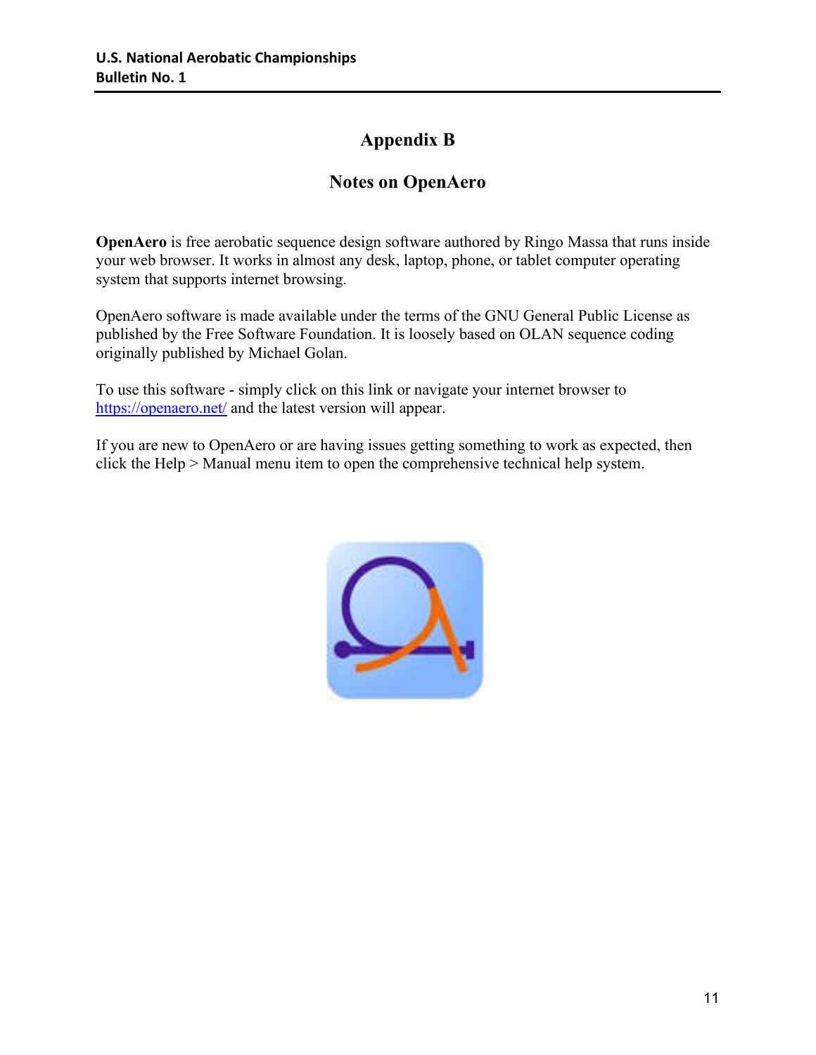# Appendix B

## Notes on OpenAero

**OpenAero** is free aerobatic sequence design software authored by Ringo Massa that runs inside your web browser. It works in almost any desk, laptop, phone, or tablet computer operating system that supports internet browsing.

OpenAero software is made available under the terms of the GNU General Public License as published by the Free Software Foundation. It is loosely based on OLAN sequence coding originally published by Michael Golan.

To use this software - simply click on this link or navigate your internet browser to [https://openaero.net/](https://openaero.net/) and the latest version will appear.

If you are new to OpenAero or are having issues getting something to work as expected, then click the Help > Manual menu item to open the comprehensive technical help system.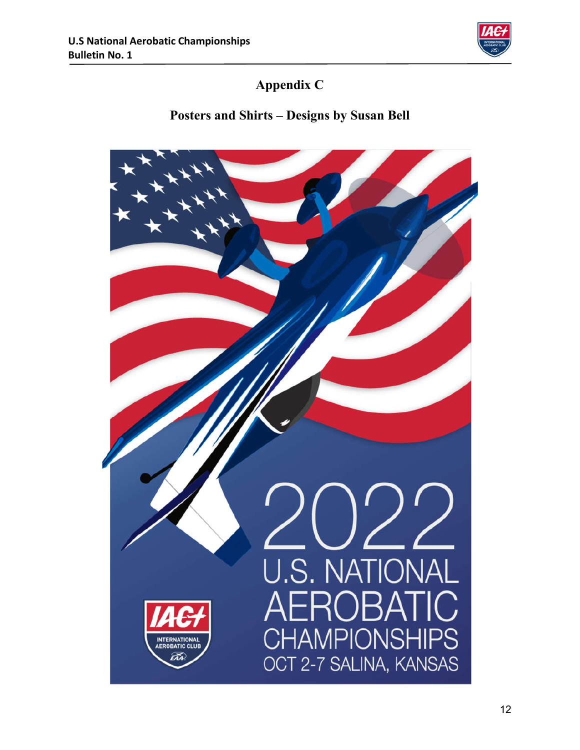# Appendix C

## Posters and Shirts – Designs by Susan Bell

2022
U.S. NATIONAL
AEROBATIC
CHAMPIONSHIPS
OCT 2-7 SALINA, KANSAS

IAC
INTERNATIONAL
AEROBATIC CLUB
EAA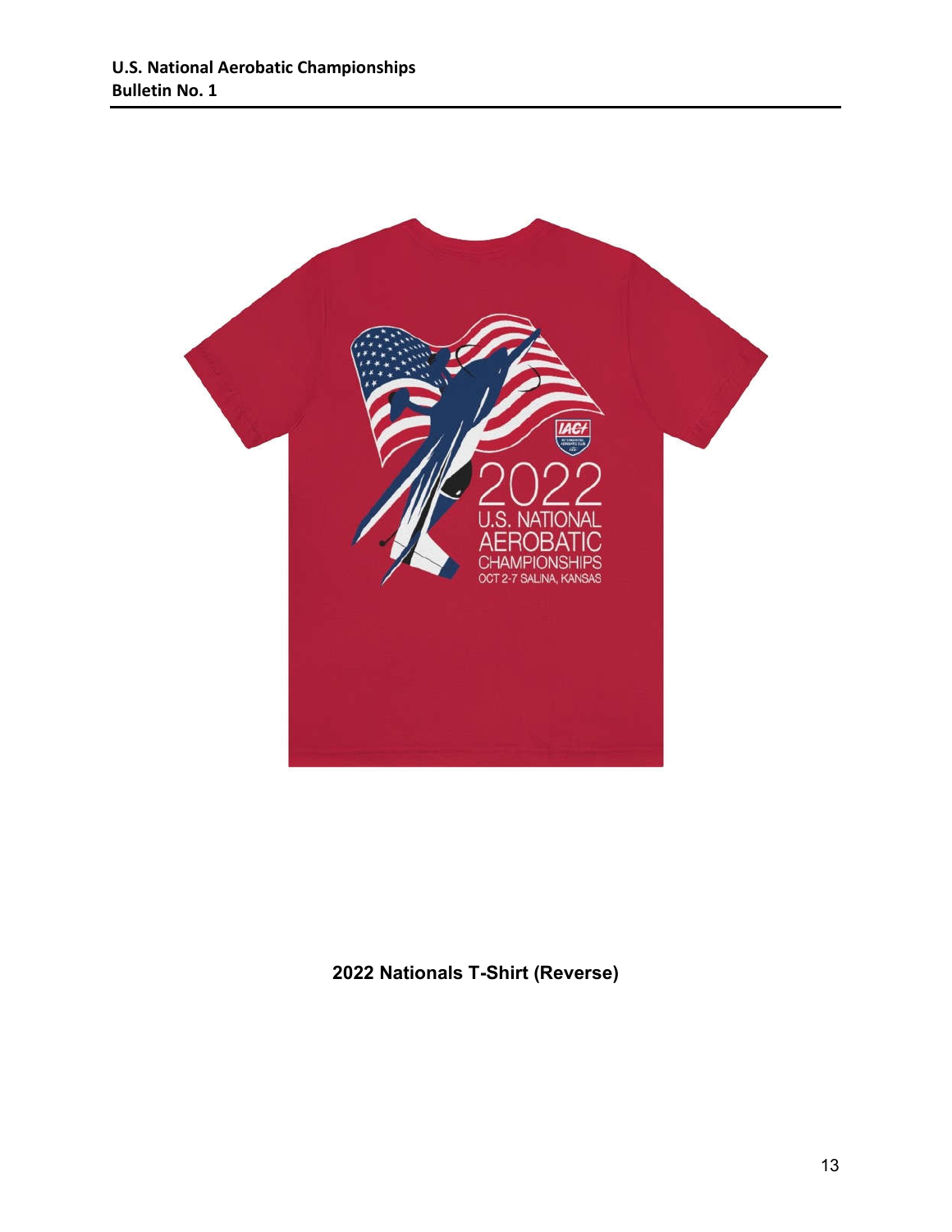2022 Nationals T-Shirt (Reverse)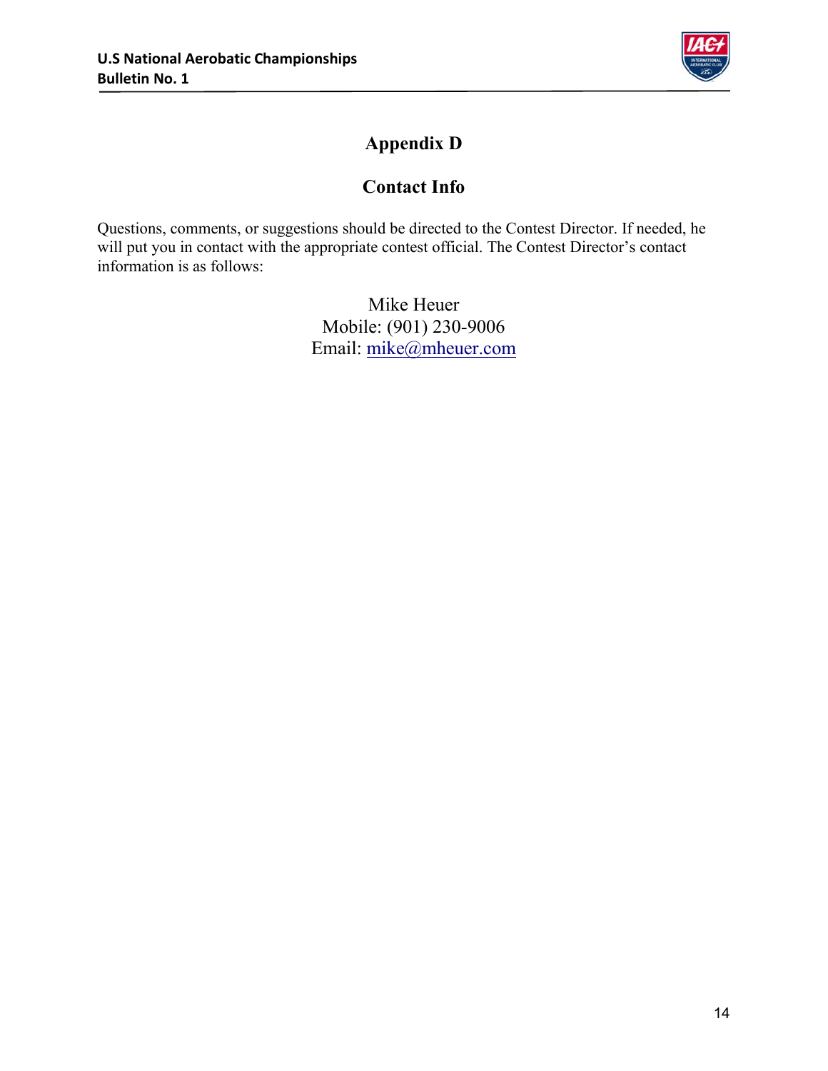# Appendix D

## Contact Info

Questions, comments, or suggestions should be directed to the Contest Director. If needed, he will put you in contact with the appropriate contest official. The Contest Director's contact information is as follows:

Mike Heuer
Mobile: (901) 230-9006
Email: mike@mheuer.com